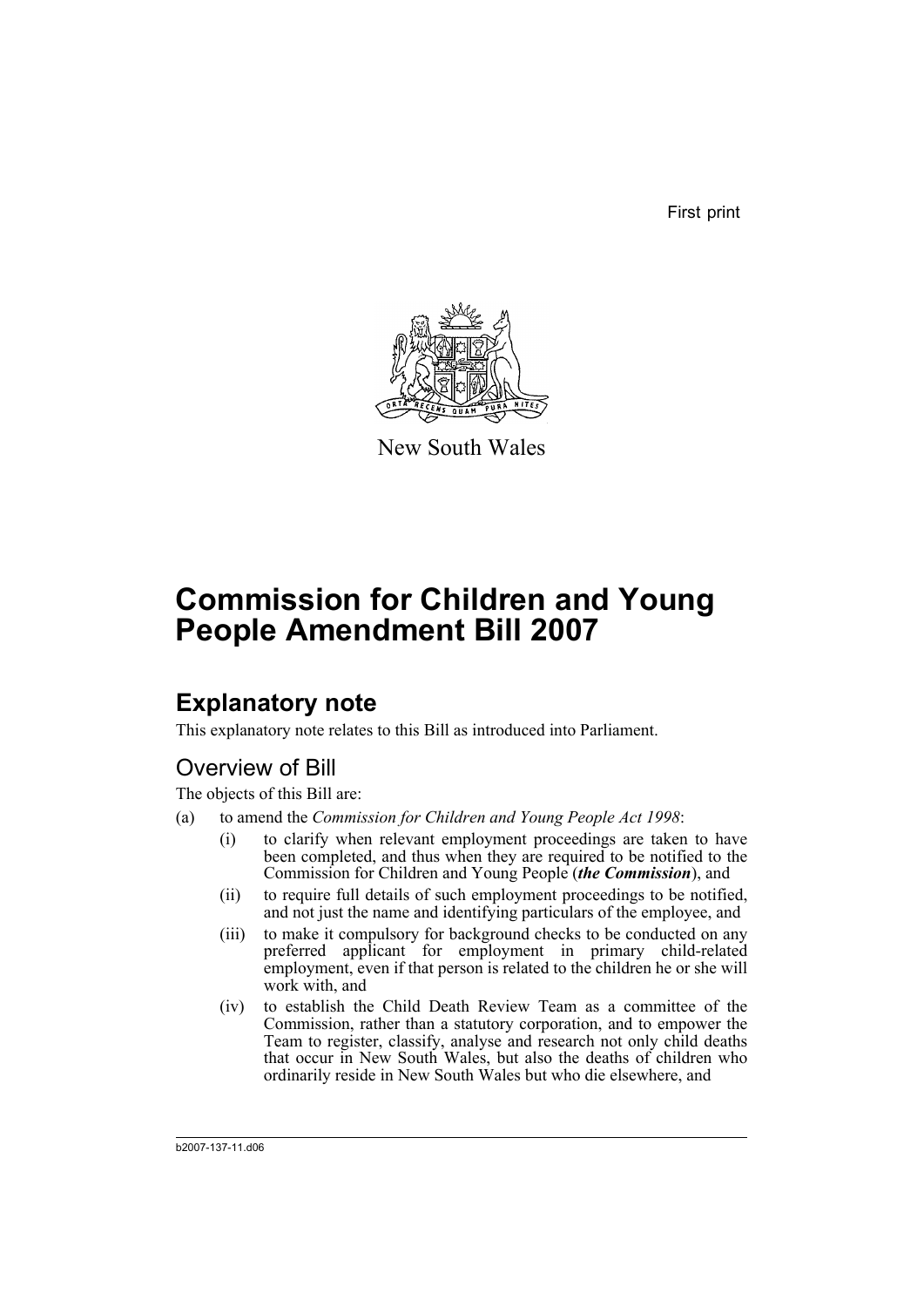First print

New South Wales

# Commission for Children and Young People Amendment Bill 2007

## Explanatory note

This explanatory note relates to this Bill as introduced into Parliament.

### Overview of Bill

The objects of this Bill are:

(a) to amend the *Commission for Children and Young People Act 1998*:

- (i) to clarify when relevant employment proceedings are taken to have been completed, and thus when they are required to be notified to the Commission for Children and Young People (***the Commission***), and
- (ii) to require full details of such employment proceedings to be notified, and not just the name and identifying particulars of the employee, and
- (iii) to make it compulsory for background checks to be conducted on any preferred applicant for employment in primary child-related employment, even if that person is related to the children he or she will work with, and
- (iv) to establish the Child Death Review Team as a committee of the Commission, rather than a statutory corporation, and to empower the Team to register, classify, analyse and research not only child deaths that occur in New South Wales, but also the deaths of children who ordinarily reside in New South Wales but who die elsewhere, and

b2007-137-11.d06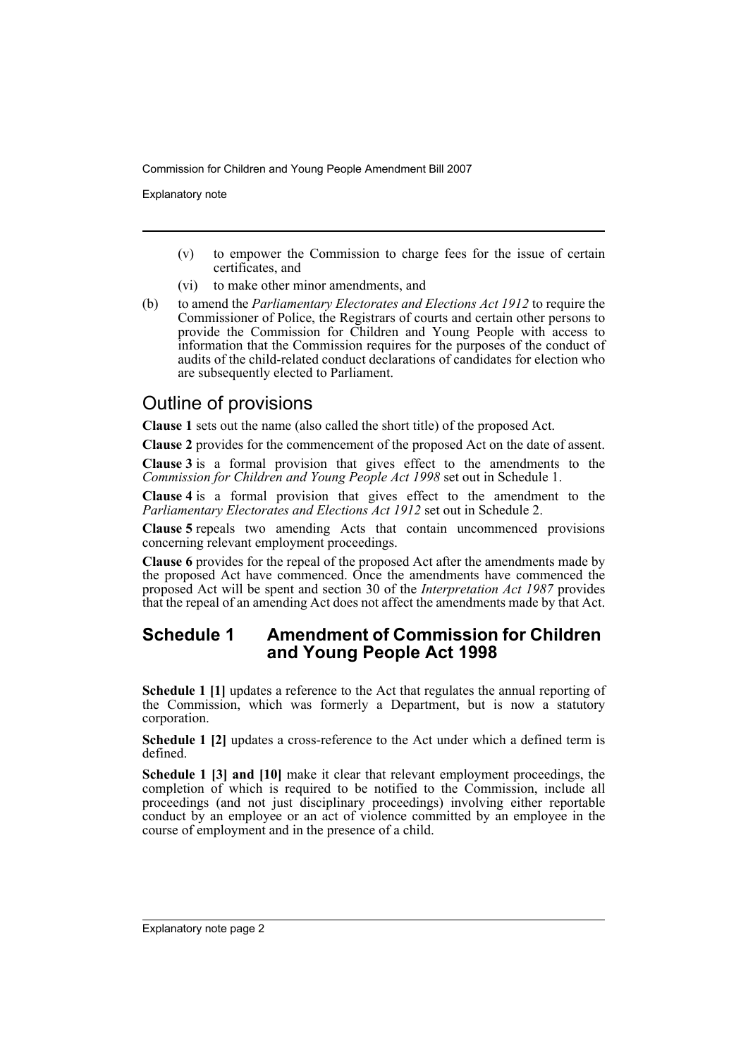(v) to empower the Commission to charge fees for the issue of certain certificates, and

(vi) to make other minor amendments, and

(b) to amend the *Parliamentary Electorates and Elections Act 1912* to require the Commissioner of Police, the Registrars of courts and certain other persons to provide the Commission for Children and Young People with access to information that the Commission requires for the purposes of the conduct of audits of the child-related conduct declarations of candidates for election who are subsequently elected to Parliament.

## Outline of provisions

**Clause 1** sets out the name (also called the short title) of the proposed Act.

**Clause 2** provides for the commencement of the proposed Act on the date of assent.

**Clause 3** is a formal provision that gives effect to the amendments to the *Commission for Children and Young People Act 1998* set out in Schedule 1.

**Clause 4** is a formal provision that gives effect to the amendment to the *Parliamentary Electorates and Elections Act 1912* set out in Schedule 2.

**Clause 5** repeals two amending Acts that contain uncommenced provisions concerning relevant employment proceedings.

**Clause 6** provides for the repeal of the proposed Act after the amendments made by the proposed Act have commenced. Once the amendments have commenced the proposed Act will be spent and section 30 of the *Interpretation Act 1987* provides that the repeal of an amending Act does not affect the amendments made by that Act.

### Schedule 1 Amendment of Commission for Children and Young People Act 1998

**Schedule 1 [1]** updates a reference to the Act that regulates the annual reporting of the Commission, which was formerly a Department, but is now a statutory corporation.

**Schedule 1 [2]** updates a cross-reference to the Act under which a defined term is defined.

**Schedule 1 [3] and [10]** make it clear that relevant employment proceedings, the completion of which is required to be notified to the Commission, include all proceedings (and not just disciplinary proceedings) involving either reportable conduct by an employee or an act of violence committed by an employee in the course of employment and in the presence of a child.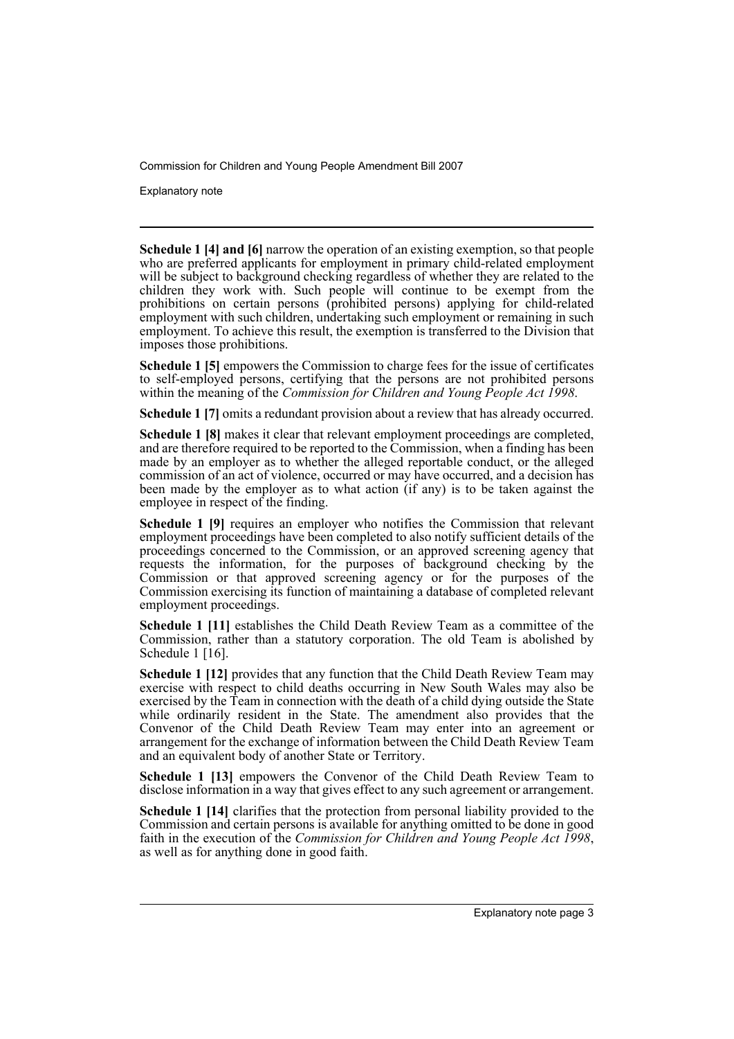**Schedule 1 [4] and [6]** narrow the operation of an existing exemption, so that people who are preferred applicants for employment in primary child-related employment will be subject to background checking regardless of whether they are related to the children they work with. Such people will continue to be exempt from the prohibitions on certain persons (prohibited persons) applying for child-related employment with such children, undertaking such employment or remaining in such employment. To achieve this result, the exemption is transferred to the Division that imposes those prohibitions.

**Schedule 1 [5]** empowers the Commission to charge fees for the issue of certificates to self-employed persons, certifying that the persons are not prohibited persons within the meaning of the *Commission for Children and Young People Act 1998*.

**Schedule 1 [7]** omits a redundant provision about a review that has already occurred.

**Schedule 1 [8]** makes it clear that relevant employment proceedings are completed, and are therefore required to be reported to the Commission, when a finding has been made by an employer as to whether the alleged reportable conduct, or the alleged commission of an act of violence, occurred or may have occurred, and a decision has been made by the employer as to what action (if any) is to be taken against the employee in respect of the finding.

**Schedule 1 [9]** requires an employer who notifies the Commission that relevant employment proceedings have been completed to also notify sufficient details of the proceedings concerned to the Commission, or an approved screening agency that requests the information, for the purposes of background checking by the Commission or that approved screening agency or for the purposes of the Commission exercising its function of maintaining a database of completed relevant employment proceedings.

**Schedule 1 [11]** establishes the Child Death Review Team as a committee of the Commission, rather than a statutory corporation. The old Team is abolished by Schedule 1 [16].

**Schedule 1 [12]** provides that any function that the Child Death Review Team may exercise with respect to child deaths occurring in New South Wales may also be exercised by the Team in connection with the death of a child dying outside the State while ordinarily resident in the State. The amendment also provides that the Convenor of the Child Death Review Team may enter into an agreement or arrangement for the exchange of information between the Child Death Review Team and an equivalent body of another State or Territory.

**Schedule 1 [13]** empowers the Convenor of the Child Death Review Team to disclose information in a way that gives effect to any such agreement or arrangement.

**Schedule 1 [14]** clarifies that the protection from personal liability provided to the Commission and certain persons is available for anything omitted to be done in good faith in the execution of the *Commission for Children and Young People Act 1998*, as well as for anything done in good faith.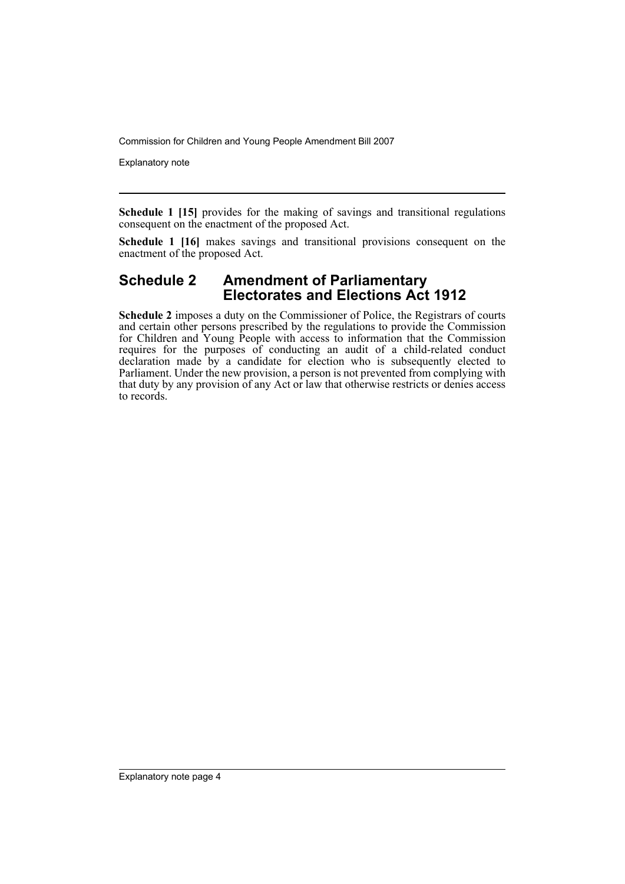**Schedule 1 [15]** provides for the making of savings and transitional regulations consequent on the enactment of the proposed Act.

**Schedule 1 [16]** makes savings and transitional provisions consequent on the enactment of the proposed Act.

## Schedule 2 Amendment of Parliamentary Electorates and Elections Act 1912

**Schedule 2** imposes a duty on the Commissioner of Police, the Registrars of courts and certain other persons prescribed by the regulations to provide the Commission for Children and Young People with access to information that the Commission requires for the purposes of conducting an audit of a child-related conduct declaration made by a candidate for election who is subsequently elected to Parliament. Under the new provision, a person is not prevented from complying with that duty by any provision of any Act or law that otherwise restricts or denies access to records.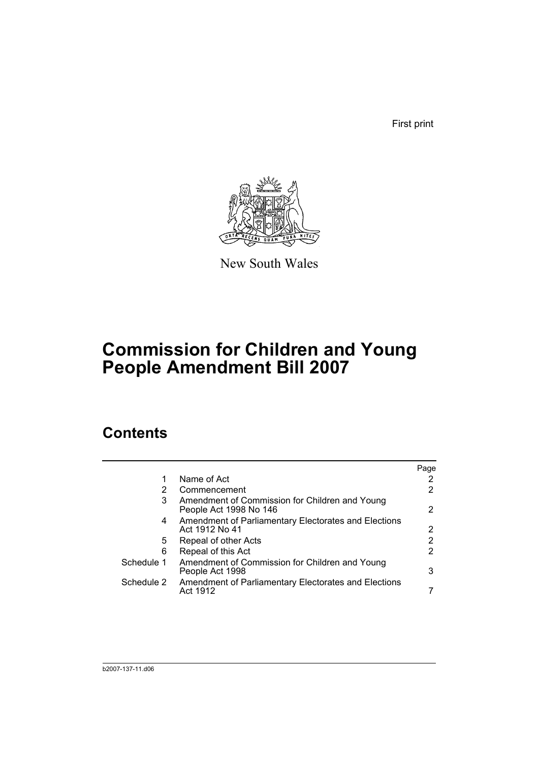First print

New South Wales

# Commission for Children and Young People Amendment Bill 2007

## Contents

| | | Page |
|---|---|---|
| 1 | Name of Act | 2 |
| 2 | Commencement | 2 |
| 3 | Amendment of Commission for Children and Young People Act 1998 No 146 | 2 |
| 4 | Amendment of Parliamentary Electorates and Elections Act 1912 No 41 | 2 |
| 5 | Repeal of other Acts | 2 |
| 6 | Repeal of this Act | 2 |
| Schedule 1 | Amendment of Commission for Children and Young People Act 1998 | 3 |
| Schedule 2 | Amendment of Parliamentary Electorates and Elections Act 1912 | 7 |

b2007-137-11.d06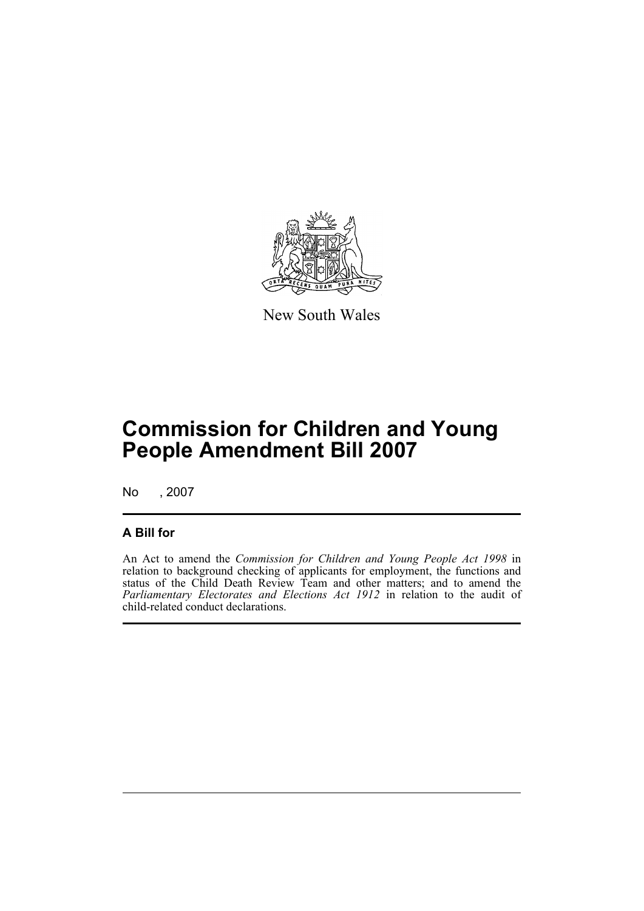New South Wales

# Commission for Children and Young People Amendment Bill 2007

No , 2007

## A Bill for

An Act to amend the *Commission for Children and Young People Act 1998* in relation to background checking of applicants for employment, the functions and status of the Child Death Review Team and other matters; and to amend the *Parliamentary Electorates and Elections Act 1912* in relation to the audit of child-related conduct declarations.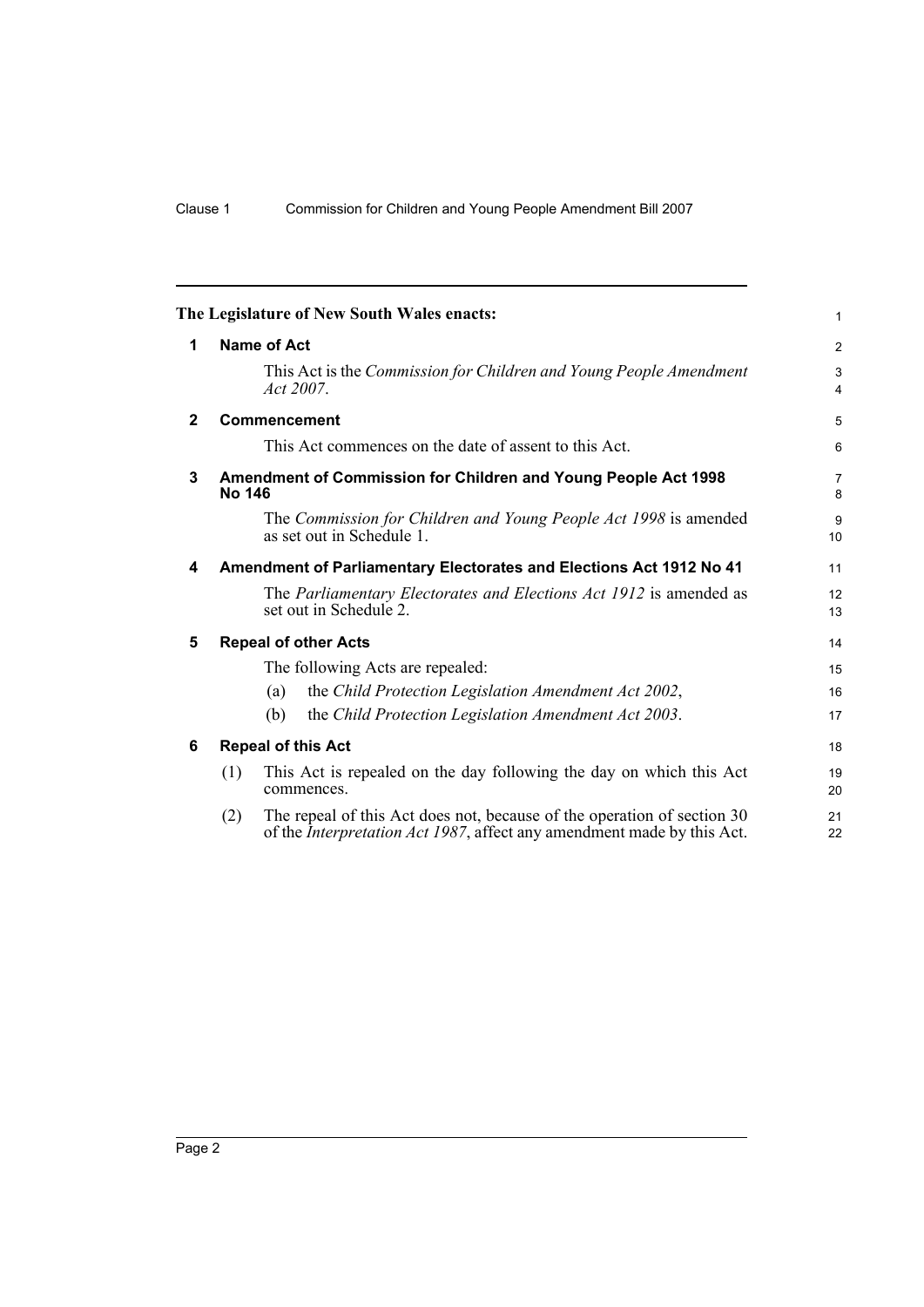The Legislature of New South Wales enacts:

## 1 Name of Act

This Act is the *Commission for Children and Young People Amendment Act 2007*.

## 2 Commencement

This Act commences on the date of assent to this Act.

## 3 Amendment of Commission for Children and Young People Act 1998 No 146

The *Commission for Children and Young People Act 1998* is amended as set out in Schedule 1.

## 4 Amendment of Parliamentary Electorates and Elections Act 1912 No 41

The *Parliamentary Electorates and Elections Act 1912* is amended as set out in Schedule 2.

## 5 Repeal of other Acts

The following Acts are repealed:

(a) the *Child Protection Legislation Amendment Act 2002*,

(b) the *Child Protection Legislation Amendment Act 2003*.

## 6 Repeal of this Act

(1) This Act is repealed on the day following the day on which this Act commences.

(2) The repeal of this Act does not, because of the operation of section 30 of the *Interpretation Act 1987*, affect any amendment made by this Act.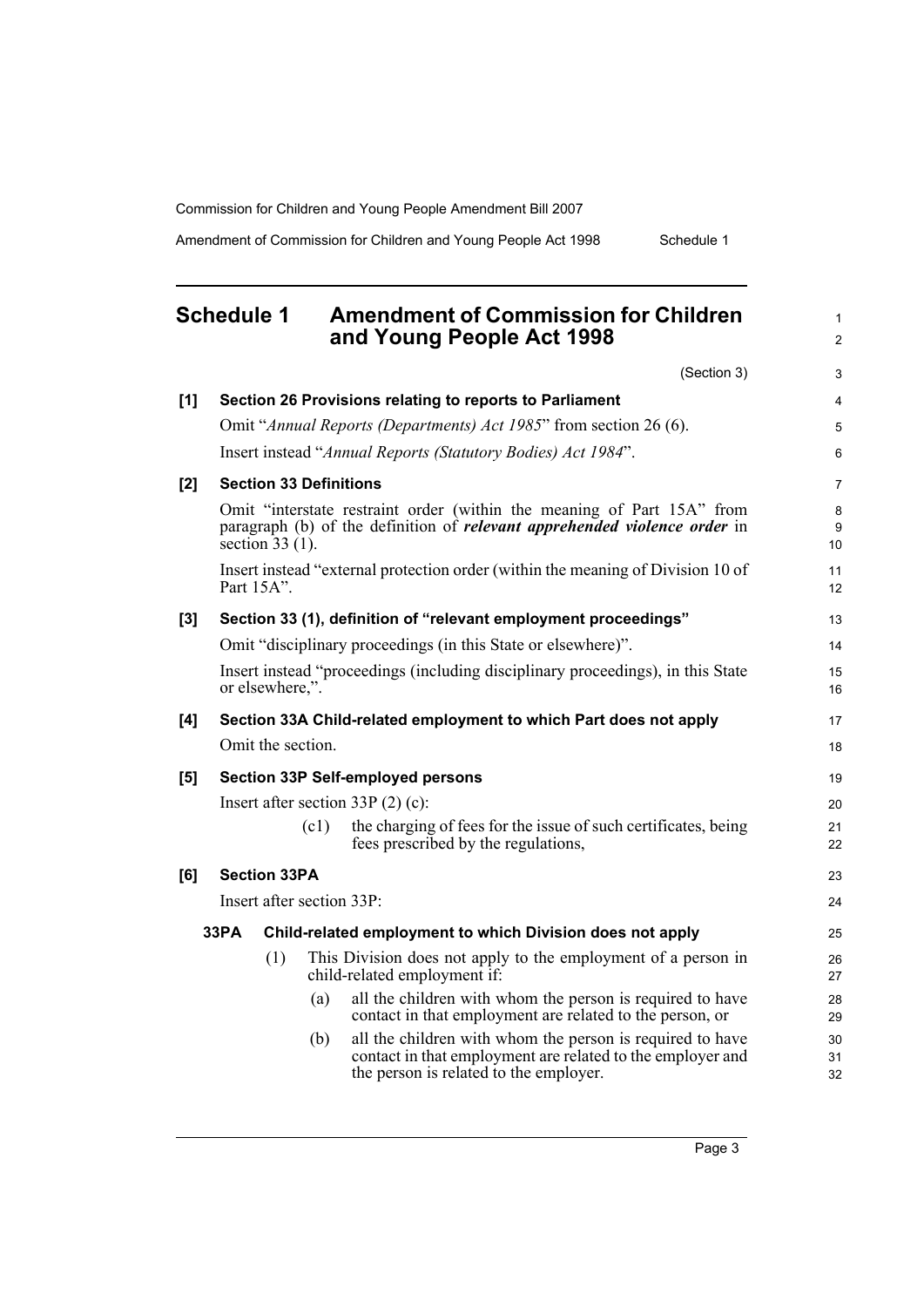## Schedule 1 Amendment of Commission for Children and Young People Act 1998

(Section 3)

**[1] Section 26 Provisions relating to reports to Parliament**

Omit "*Annual Reports (Departments) Act 1985*" from section 26 (6).

Insert instead "*Annual Reports (Statutory Bodies) Act 1984*".

**[2] Section 33 Definitions**

Omit "interstate restraint order (within the meaning of Part 15A" from paragraph (b) of the definition of ***relevant apprehended violence order*** in section 33 (1).

Insert instead "external protection order (within the meaning of Division 10 of Part 15A".

**[3] Section 33 (1), definition of "relevant employment proceedings"**

Omit "disciplinary proceedings (in this State or elsewhere)".

Insert instead "proceedings (including disciplinary proceedings), in this State or elsewhere,".

**[4] Section 33A Child-related employment to which Part does not apply**

Omit the section.

**[5] Section 33P Self-employed persons**

Insert after section 33P (2) (c):

(c1) the charging of fees for the issue of such certificates, being fees prescribed by the regulations,

**[6] Section 33PA**

Insert after section 33P:

**33PA Child-related employment to which Division does not apply**

(1) This Division does not apply to the employment of a person in child-related employment if:

(a) all the children with whom the person is required to have contact in that employment are related to the person, or

(b) all the children with whom the person is required to have contact in that employment are related to the employer and the person is related to the employer.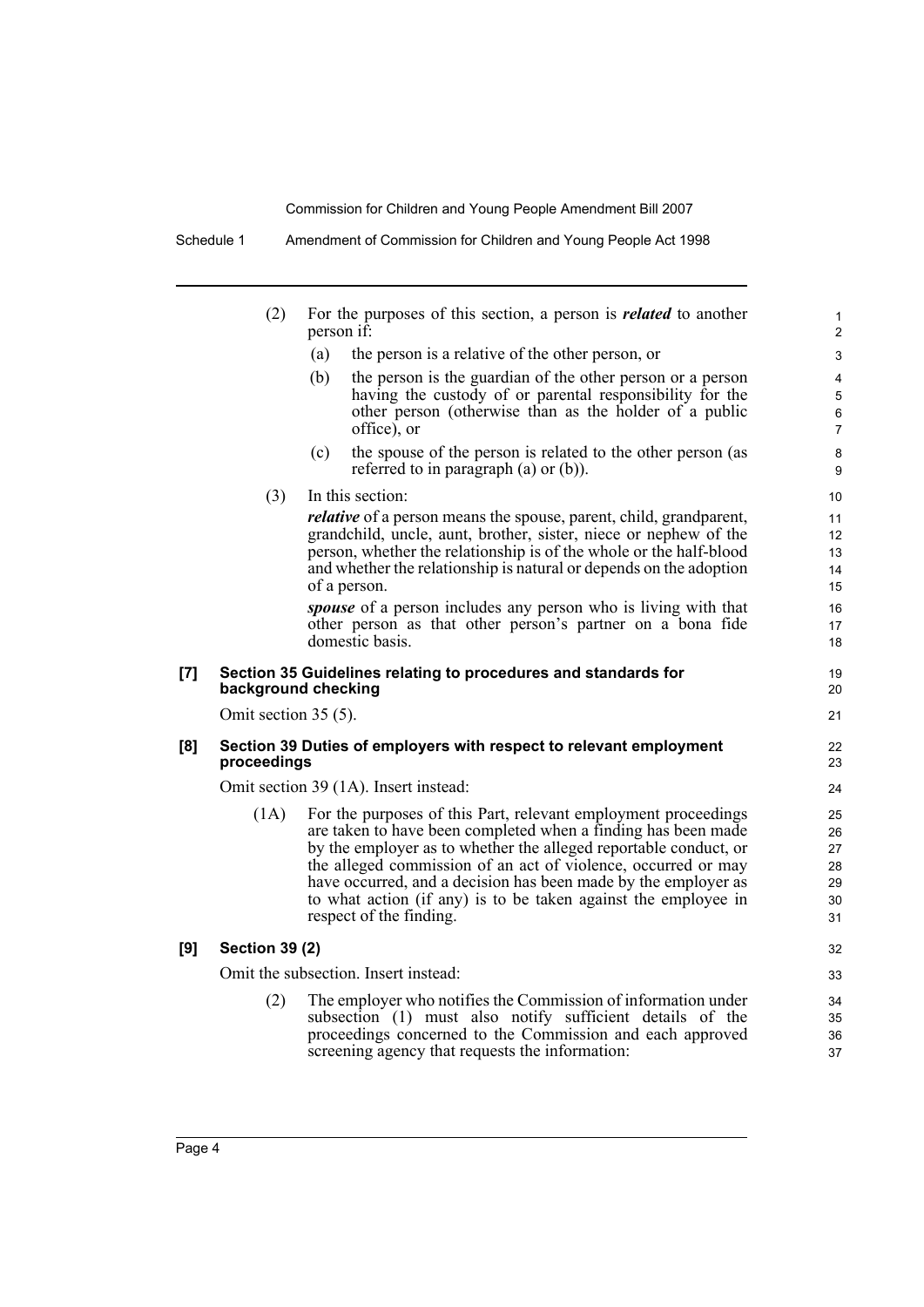(2) For the purposes of this section, a person is ***related*** to another person if:

(a) the person is a relative of the other person, or

(b) the person is the guardian of the other person or a person having the custody of or parental responsibility for the other person (otherwise than as the holder of a public office), or

(c) the spouse of the person is related to the other person (as referred to in paragraph (a) or (b)).

(3) In this section:

***relative*** of a person means the spouse, parent, child, grandparent, grandchild, uncle, aunt, brother, sister, niece or nephew of the person, whether the relationship is of the whole or the half-blood and whether the relationship is natural or depends on the adoption of a person.

***spouse*** of a person includes any person who is living with that other person as that other person's partner on a bona fide domestic basis.

**[7] Section 35 Guidelines relating to procedures and standards for background checking**

Omit section 35 (5).

**[8] Section 39 Duties of employers with respect to relevant employment proceedings**

Omit section 39 (1A). Insert instead:

(1A) For the purposes of this Part, relevant employment proceedings are taken to have been completed when a finding has been made by the employer as to whether the alleged reportable conduct, or the alleged commission of an act of violence, occurred or may have occurred, and a decision has been made by the employer as to what action (if any) is to be taken against the employee in respect of the finding.

**[9] Section 39 (2)**

Omit the subsection. Insert instead:

(2) The employer who notifies the Commission of information under subsection (1) must also notify sufficient details of the proceedings concerned to the Commission and each approved screening agency that requests the information: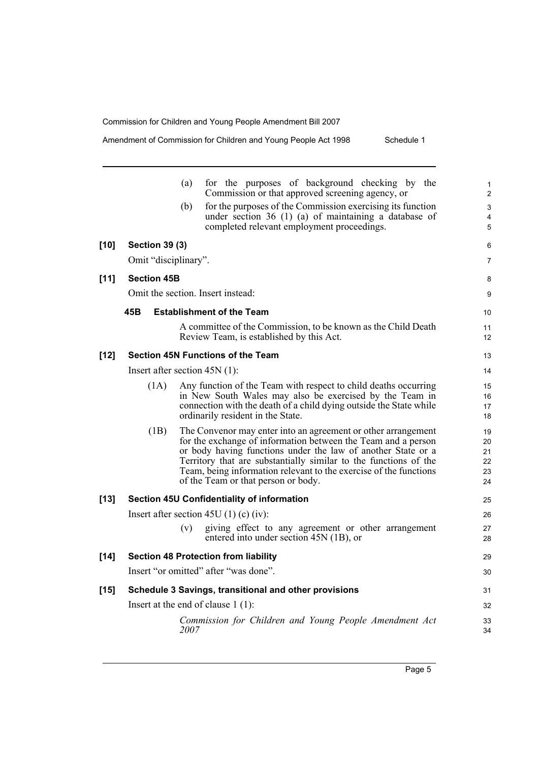(a) for the purposes of background checking by the Commission or that approved screening agency, or

(b) for the purposes of the Commission exercising its function under section 36 (1) (a) of maintaining a database of completed relevant employment proceedings.

**[10] Section 39 (3)**

Omit "disciplinary".

**[11] Section 45B**

Omit the section. Insert instead:

**45B Establishment of the Team**

A committee of the Commission, to be known as the Child Death Review Team, is established by this Act.

**[12] Section 45N Functions of the Team**

Insert after section 45N (1):

(1A) Any function of the Team with respect to child deaths occurring in New South Wales may also be exercised by the Team in connection with the death of a child dying outside the State while ordinarily resident in the State.

(1B) The Convenor may enter into an agreement or other arrangement for the exchange of information between the Team and a person or body having functions under the law of another State or a Territory that are substantially similar to the functions of the Team, being information relevant to the exercise of the functions of the Team or that person or body.

**[13] Section 45U Confidentiality of information**

Insert after section 45U (1) (c) (iv):

(v) giving effect to any agreement or other arrangement entered into under section 45N (1B), or

**[14] Section 48 Protection from liability**

Insert "or omitted" after "was done".

**[15] Schedule 3 Savings, transitional and other provisions**

Insert at the end of clause 1 (1):

*Commission for Children and Young People Amendment Act 2007*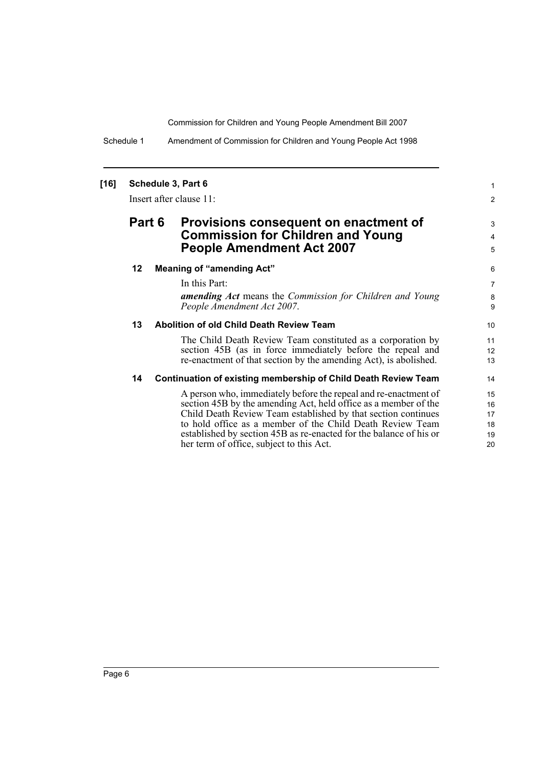**[16] Schedule 3, Part 6**

Insert after clause 11:

## Part 6 Provisions consequent on enactment of Commission for Children and Young People Amendment Act 2007

### 12 Meaning of "amending Act"

In this Part:

***amending Act*** means the *Commission for Children and Young People Amendment Act 2007*.

### 13 Abolition of old Child Death Review Team

The Child Death Review Team constituted as a corporation by section 45B (as in force immediately before the repeal and re-enactment of that section by the amending Act), is abolished.

### 14 Continuation of existing membership of Child Death Review Team

A person who, immediately before the repeal and re-enactment of section 45B by the amending Act, held office as a member of the Child Death Review Team established by that section continues to hold office as a member of the Child Death Review Team established by section 45B as re-enacted for the balance of his or her term of office, subject to this Act.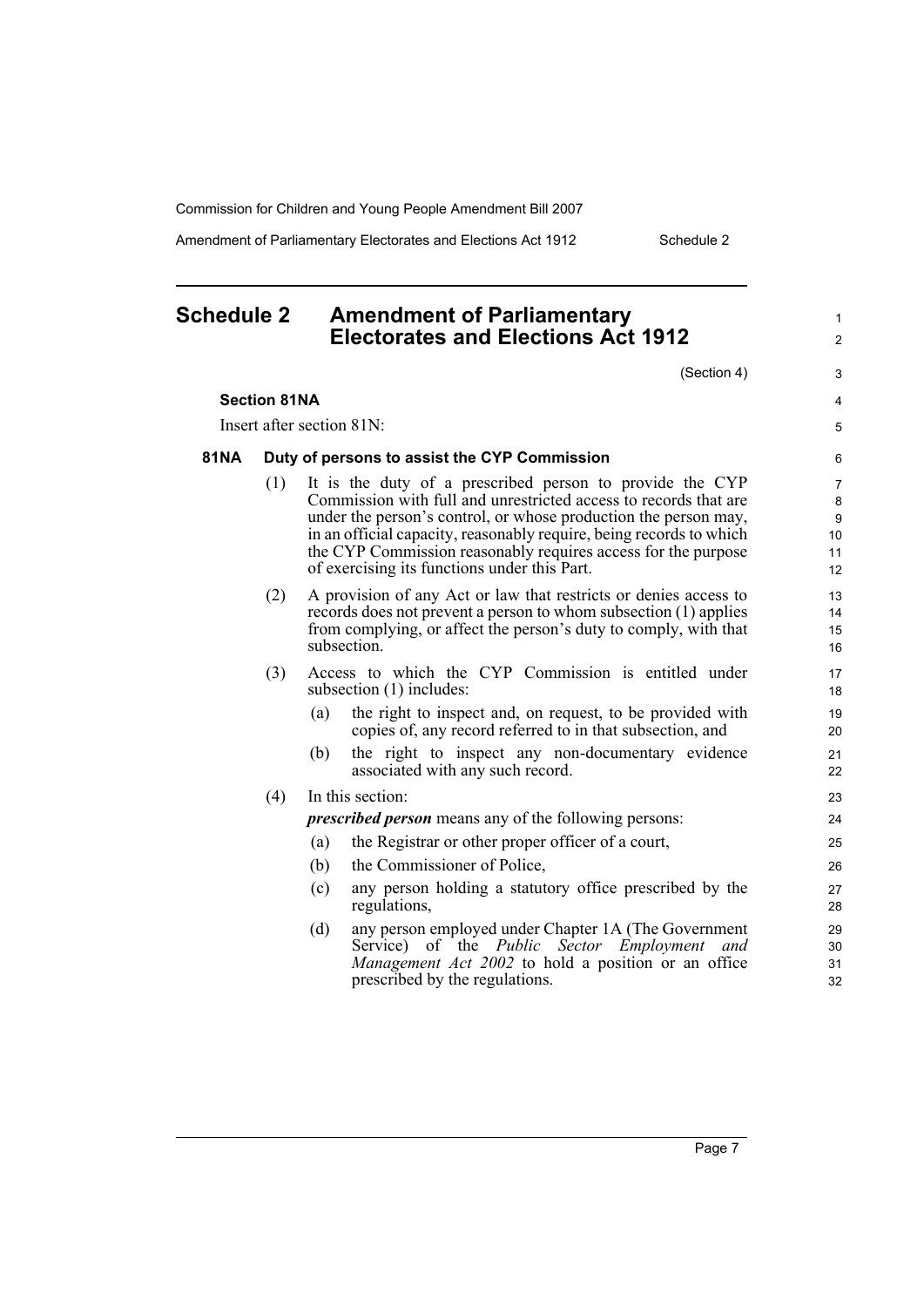# Schedule 2 Amendment of Parliamentary Electorates and Elections Act 1912

(Section 4)

**Section 81NA**

Insert after section 81N:

**81NA Duty of persons to assist the CYP Commission**

(1) It is the duty of a prescribed person to provide the CYP Commission with full and unrestricted access to records that are under the person's control, or whose production the person may, in an official capacity, reasonably require, being records to which the CYP Commission reasonably requires access for the purpose of exercising its functions under this Part.

(2) A provision of any Act or law that restricts or denies access to records does not prevent a person to whom subsection (1) applies from complying, or affect the person's duty to comply, with that subsection.

(3) Access to which the CYP Commission is entitled under subsection (1) includes:

(a) the right to inspect and, on request, to be provided with copies of, any record referred to in that subsection, and

(b) the right to inspect any non-documentary evidence associated with any such record.

(4) In this section:

***prescribed person*** means any of the following persons:

(a) the Registrar or other proper officer of a court,

(b) the Commissioner of Police,

(c) any person holding a statutory office prescribed by the regulations,

(d) any person employed under Chapter 1A (The Government Service) of the *Public Sector Employment and Management Act 2002* to hold a position or an office prescribed by the regulations.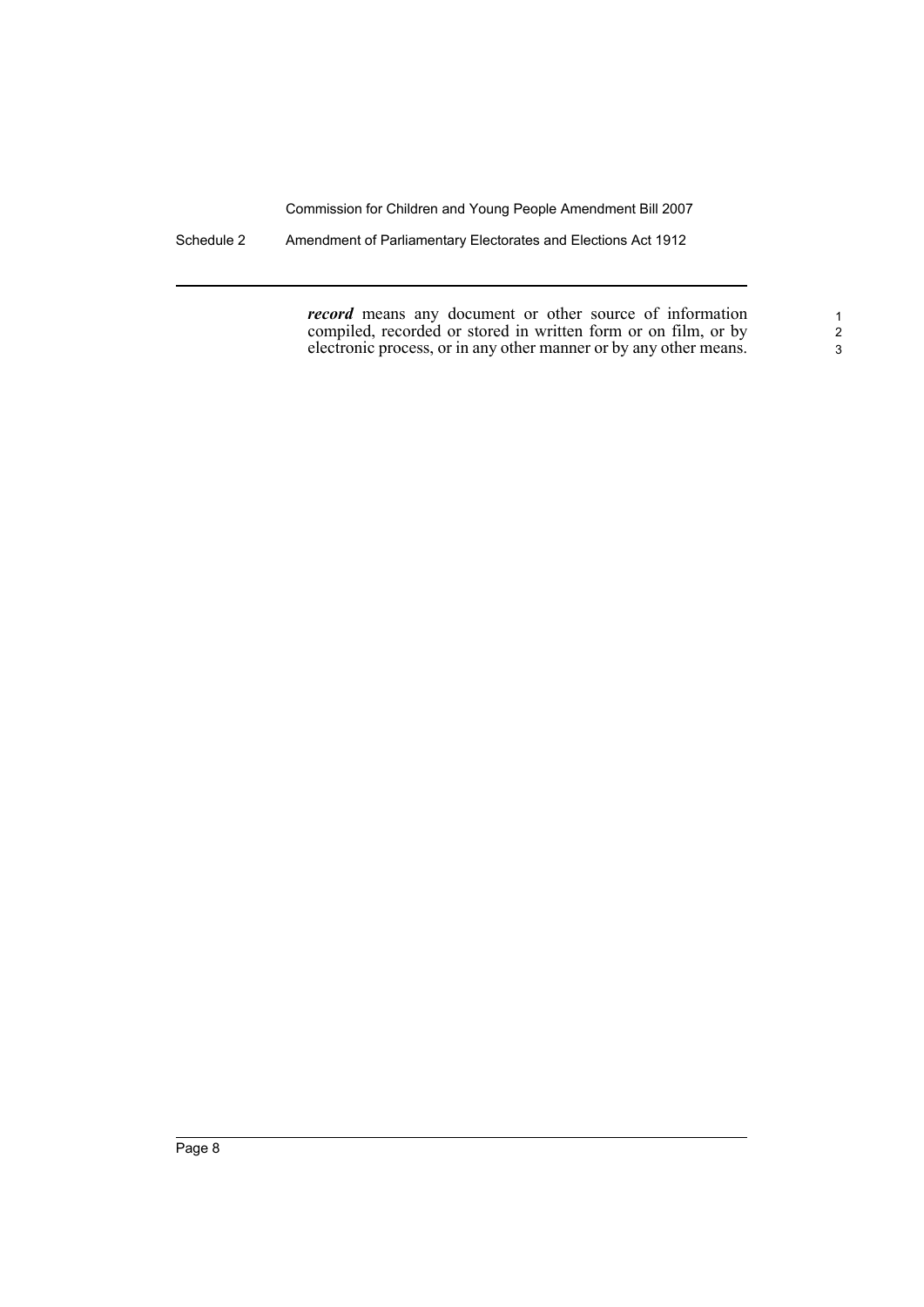***record*** means any document or other source of information compiled, recorded or stored in written form or on film, or by electronic process, or in any other manner or by any other means.